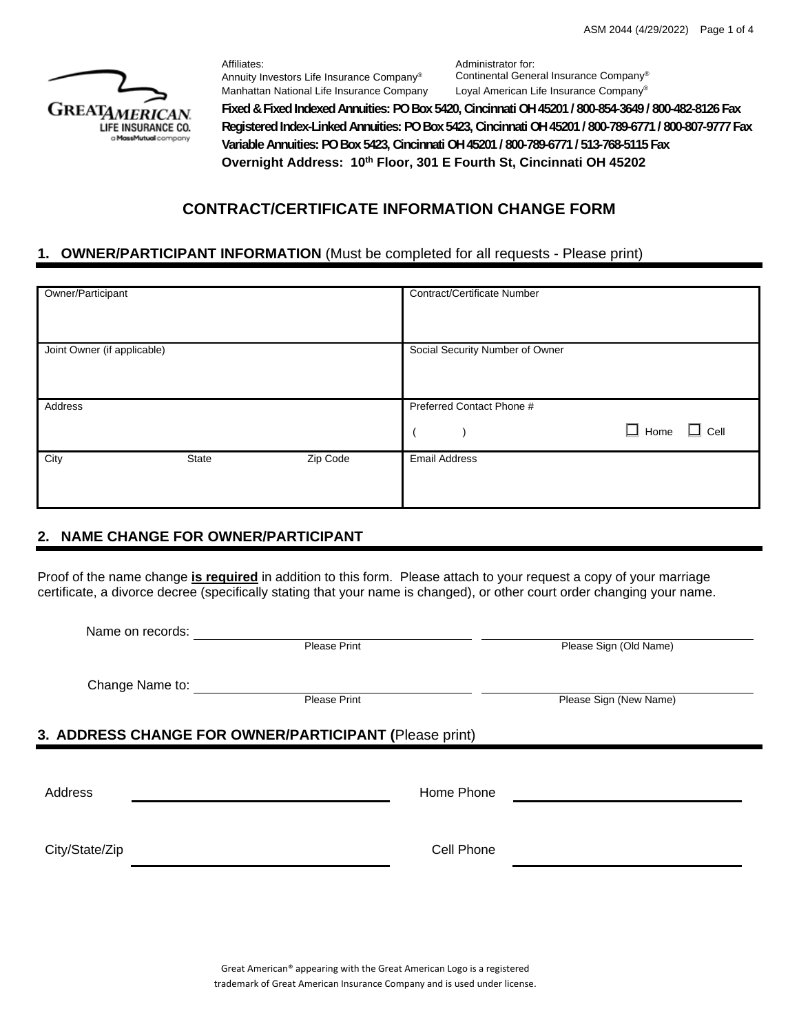Affiliates:
Annuity Investors Life Insurance Company®
Manhattan National Life Insurance Company

Administrator for:
Continental General Insurance Company®
Loyal American Life Insurance Company®

**Fixed & Fixed Indexed Annuities: PO Box 5420, Cincinnati OH 45201 / 800-854-3649 / 800-482-8126 Fax**
**Registered Index-Linked Annuities: PO Box 5423, Cincinnati OH 45201 / 800-789-6771 / 800-807-9777 Fax**
**Variable Annuities: PO Box 5423, Cincinnati OH 45201 / 800-789-6771 / 513-768-5115 Fax**
**Overnight Address: 10th Floor, 301 E Fourth St, Cincinnati OH 45202**

# CONTRACT/CERTIFICATE INFORMATION CHANGE FORM

## 1. OWNER/PARTICIPANT INFORMATION (Must be completed for all requests - Please print)

| | |
|---|---|
| Owner/Participant | Contract/Certificate Number |
| Joint Owner (if applicable) | Social Security Number of Owner |
| Address | Preferred Contact Phone # ( ) ☐ Home ☐ Cell |
| City State Zip Code | Email Address |

## 2. NAME CHANGE FOR OWNER/PARTICIPANT

Proof of the name change **is required** in addition to this form. Please attach to your request a copy of your marriage certificate, a divorce decree (specifically stating that your name is changed), or other court order changing your name.

Name on records: ______________________ ______________________
Please Print — Please Sign (Old Name)

Change Name to: ______________________ ______________________
Please Print — Please Sign (New Name)

## 3. ADDRESS CHANGE FOR OWNER/PARTICIPANT (Please print)

Address ______________________ Home Phone ______________________

City/State/Zip ______________________ Cell Phone ______________________

Great American® appearing with the Great American Logo is a registered trademark of Great American Insurance Company and is used under license.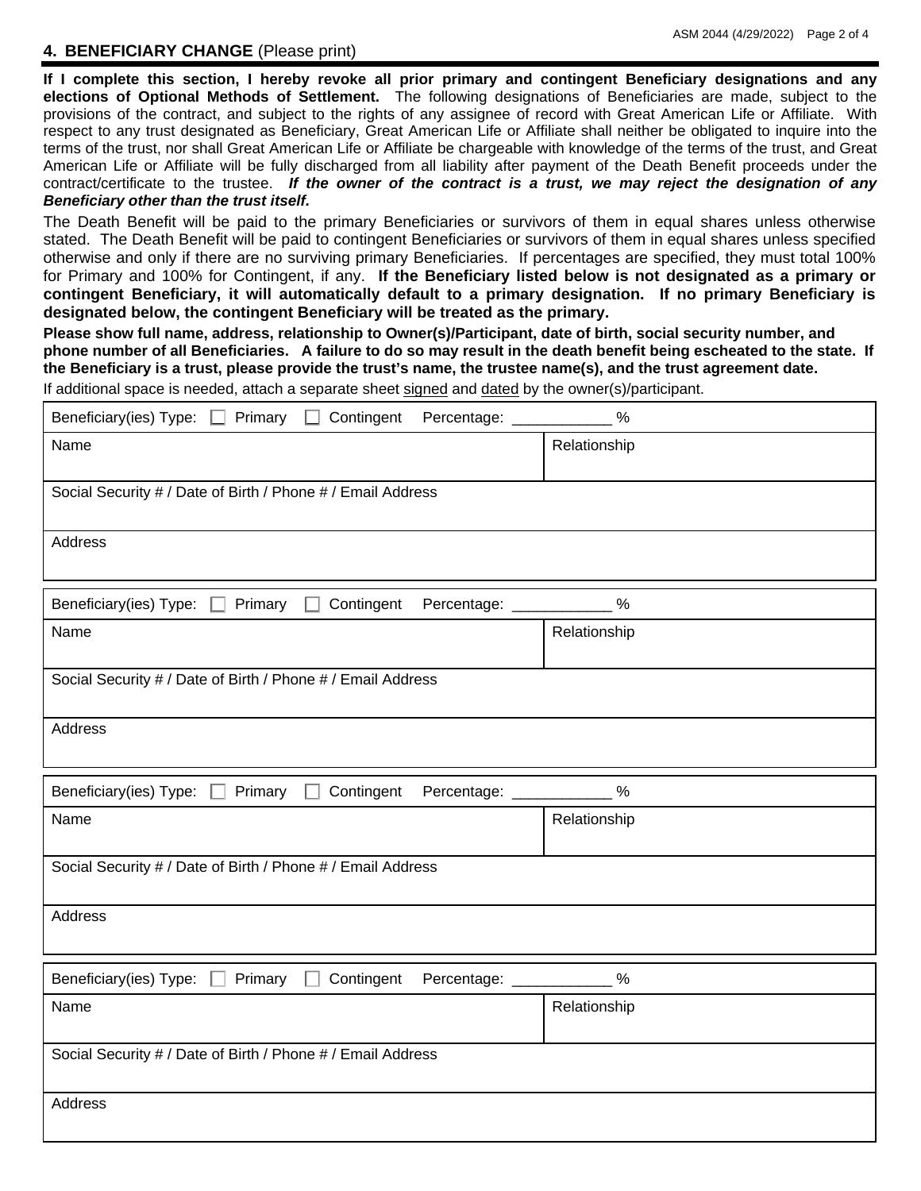## 4. BENEFICIARY CHANGE (Please print)

**If I complete this section, I hereby revoke all prior primary and contingent Beneficiary designations and any elections of Optional Methods of Settlement.** The following designations of Beneficiaries are made, subject to the provisions of the contract, and subject to the rights of any assignee of record with Great American Life or Affiliate. With respect to any trust designated as Beneficiary, Great American Life or Affiliate shall neither be obligated to inquire into the terms of the trust, nor shall Great American Life or Affiliate be chargeable with knowledge of the terms of the trust, and Great American Life or Affiliate will be fully discharged from all liability after payment of the Death Benefit proceeds under the contract/certificate to the trustee. ***If the owner of the contract is a trust, we may reject the designation of any Beneficiary other than the trust itself.***

The Death Benefit will be paid to the primary Beneficiaries or survivors of them in equal shares unless otherwise stated. The Death Benefit will be paid to contingent Beneficiaries or survivors of them in equal shares unless specified otherwise and only if there are no surviving primary Beneficiaries. If percentages are specified, they must total 100% for Primary and 100% for Contingent, if any. **If the Beneficiary listed below is not designated as a primary or contingent Beneficiary, it will automatically default to a primary designation. If no primary Beneficiary is designated below, the contingent Beneficiary will be treated as the primary.**

**Please show full name, address, relationship to Owner(s)/Participant, date of birth, social security number, and phone number of all Beneficiaries. A failure to do so may result in the death benefit being escheated to the state. If the Beneficiary is a trust, please provide the trust's name, the trustee name(s), and the trust agreement date.**

If additional space is needed, attach a separate sheet signed and dated by the owner(s)/participant.

| Beneficiary(ies) Type: ☐ Primary ☐ Contingent Percentage: ___________ % | |
|---|---|
| Name | Relationship |
| Social Security # / Date of Birth / Phone # / Email Address | |
| Address | |

| Beneficiary(ies) Type: ☐ Primary ☐ Contingent Percentage: ___________ % | |
|---|---|
| Name | Relationship |
| Social Security # / Date of Birth / Phone # / Email Address | |
| Address | |

| Beneficiary(ies) Type: ☐ Primary ☐ Contingent Percentage: ___________ % | |
|---|---|
| Name | Relationship |
| Social Security # / Date of Birth / Phone # / Email Address | |
| Address | |

| Beneficiary(ies) Type: ☐ Primary ☐ Contingent Percentage: ___________ % | |
|---|---|
| Name | Relationship |
| Social Security # / Date of Birth / Phone # / Email Address | |
| Address | |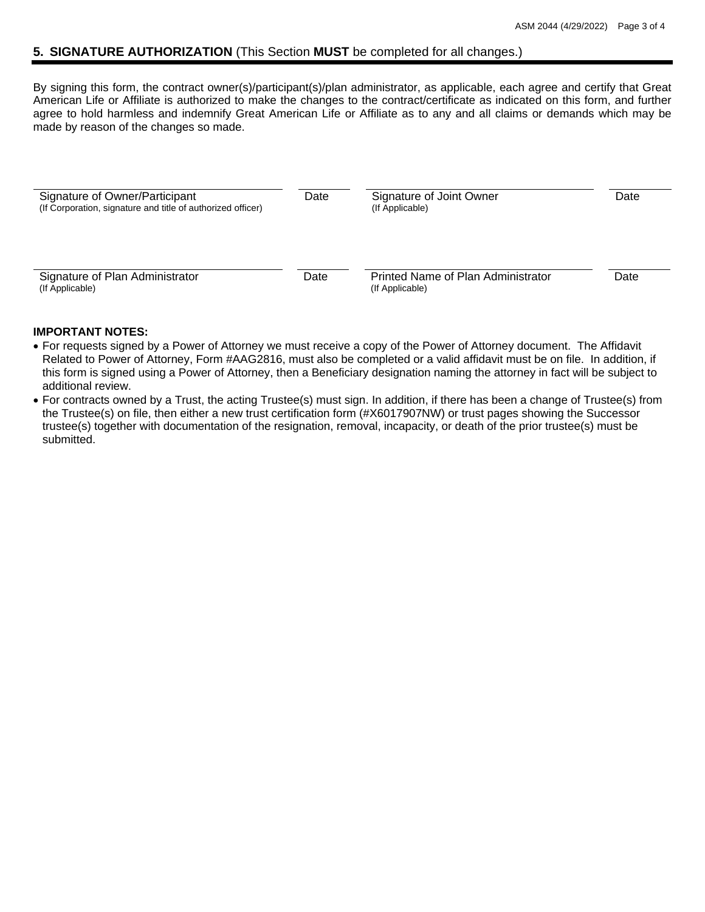## 5. SIGNATURE AUTHORIZATION (This Section **MUST** be completed for all changes.)

By signing this form, the contract owner(s)/participant(s)/plan administrator, as applicable, each agree and certify that Great American Life or Affiliate is authorized to make the changes to the contract/certificate as indicated on this form, and further agree to hold harmless and indemnify Great American Life or Affiliate as to any and all claims or demands which may be made by reason of the changes so made.

| | | | |
|---|---|---|---|
| Signature of Owner/Participant<br>(If Corporation, signature and title of authorized officer) | Date | Signature of Joint Owner<br>(If Applicable) | Date |
| Signature of Plan Administrator<br>(If Applicable) | Date | Printed Name of Plan Administrator<br>(If Applicable) | Date |

**IMPORTANT NOTES:**

- For requests signed by a Power of Attorney we must receive a copy of the Power of Attorney document. The Affidavit Related to Power of Attorney, Form #AAG2816, must also be completed or a valid affidavit must be on file. In addition, if this form is signed using a Power of Attorney, then a Beneficiary designation naming the attorney in fact will be subject to additional review.
- For contracts owned by a Trust, the acting Trustee(s) must sign. In addition, if there has been a change of Trustee(s) from the Trustee(s) on file, then either a new trust certification form (#X6017907NW) or trust pages showing the Successor trustee(s) together with documentation of the resignation, removal, incapacity, or death of the prior trustee(s) must be submitted.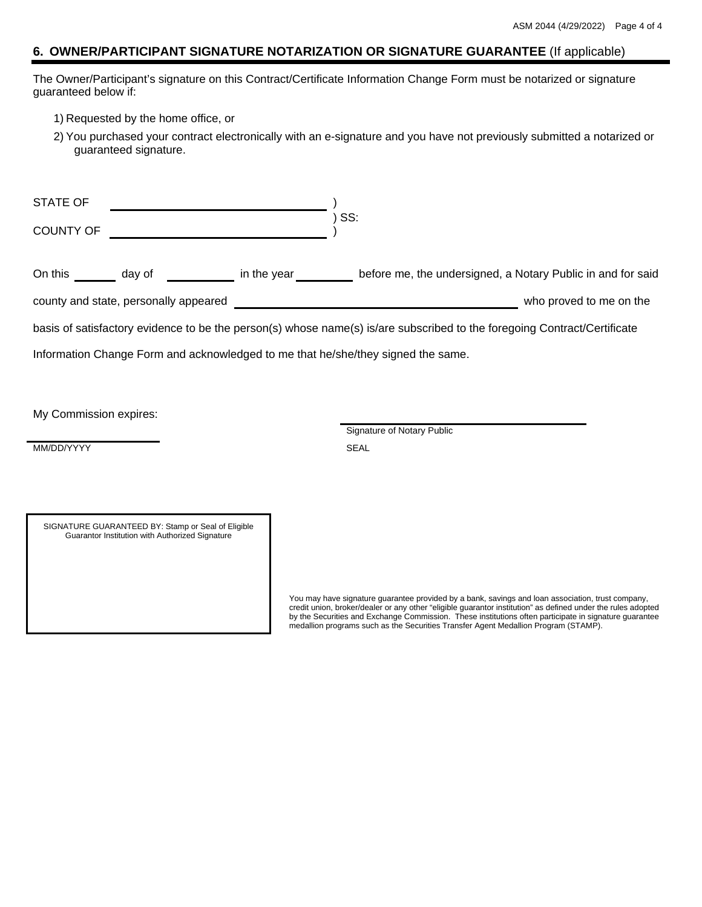## 6. OWNER/PARTICIPANT SIGNATURE NOTARIZATION OR SIGNATURE GUARANTEE (If applicable)

The Owner/Participant's signature on this Contract/Certificate Information Change Form must be notarized or signature guaranteed below if:

1) Requested by the home office, or
2) You purchased your contract electronically with an e-signature and you have not previously submitted a notarized or guaranteed signature.

STATE OF ______________________ )
) SS:
COUNTY OF ______________________ )

On this ______ day of __________ in the year ________ before me, the undersigned, a Notary Public in and for said county and state, personally appeared ______________________________ who proved to me on the basis of satisfactory evidence to be the person(s) whose name(s) is/are subscribed to the foregoing Contract/Certificate Information Change Form and acknowledged to me that he/she/they signed the same.

My Commission expires:

______________________
MM/DD/YYYY

______________________________
Signature of Notary Public

SEAL

SIGNATURE GUARANTEED BY: Stamp or Seal of Eligible Guarantor Institution with Authorized Signature

You may have signature guarantee provided by a bank, savings and loan association, trust company, credit union, broker/dealer or any other "eligible guarantor institution" as defined under the rules adopted by the Securities and Exchange Commission. These institutions often participate in signature guarantee medallion programs such as the Securities Transfer Agent Medallion Program (STAMP).